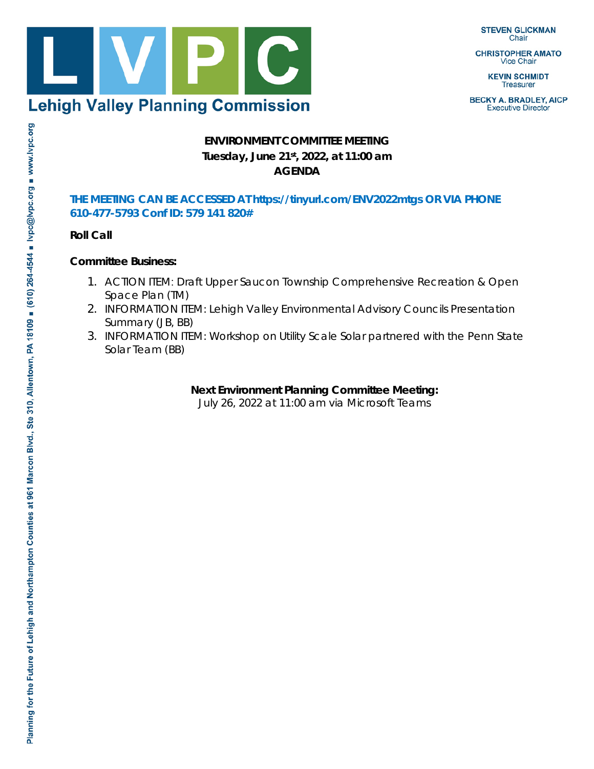# Lehigh Valley Planning Commission

**STEVEN GLICKMAN**
Chair

**CHRISTOPHER AMATO**
Vice Chair

**KEVIN SCHMIDT**
Treasurer

**BECKY A. BRADLEY, AICP**
Executive Director

Planning for the Future of Lehigh and Northampton Counties at 961 Marcon Blvd., Ste 310, Allentown, PA 18109 ■ (610) 264-4544 ■ lvpc@lvpc.org ■ www.lvpc.org

**ENVIRONMENT COMMITTEE MEETING**
**Tuesday, June 21st, 2022, at 11:00 am**
**AGENDA**

**THE MEETING CAN BE ACCESSED AT https://tinyurl.com/ENV2022mtgs OR VIA PHONE 610-477-5793 Conf ID: 579 141 820#**

**Roll Call**

**Committee Business:**

1. ACTION ITEM: Draft Upper Saucon Township Comprehensive Recreation & Open Space Plan (TM)
2. INFORMATION ITEM: Lehigh Valley Environmental Advisory Councils Presentation Summary (JB, BB)
3. INFORMATION ITEM: Workshop on Utility Scale Solar partnered with the Penn State Solar Team (BB)

**Next Environment Planning Committee Meeting:**
July 26, 2022 at 11:00 am via Microsoft Teams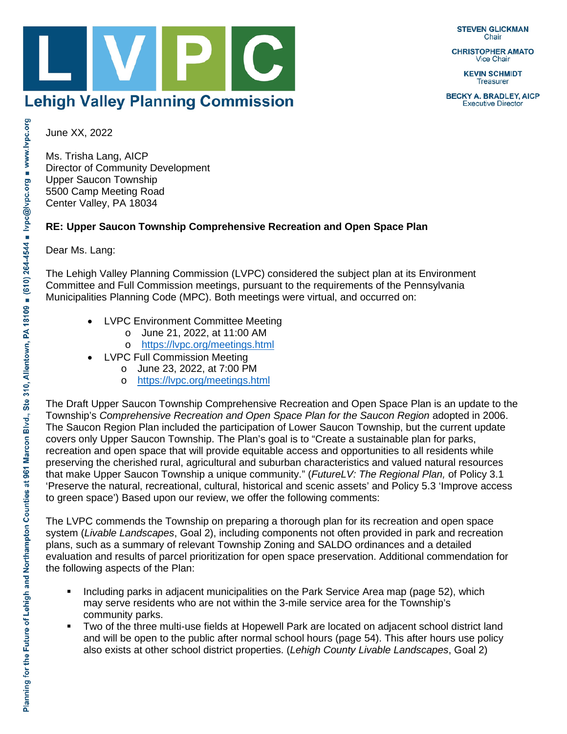June XX, 2022

Ms. Trisha Lang, AICP
Director of Community Development
Upper Saucon Township
5500 Camp Meeting Road
Center Valley, PA 18034

**RE: Upper Saucon Township Comprehensive Recreation and Open Space Plan**

Dear Ms. Lang:

The Lehigh Valley Planning Commission (LVPC) considered the subject plan at its Environment Committee and Full Commission meetings, pursuant to the requirements of the Pennsylvania Municipalities Planning Code (MPC). Both meetings were virtual, and occurred on:

- LVPC Environment Committee Meeting
  - June 21, 2022, at 11:00 AM
  - https://lvpc.org/meetings.html
- LVPC Full Commission Meeting
  - June 23, 2022, at 7:00 PM
  - https://lvpc.org/meetings.html

The Draft Upper Saucon Township Comprehensive Recreation and Open Space Plan is an update to the Township's *Comprehensive Recreation and Open Space Plan for the Saucon Region* adopted in 2006. The Saucon Region Plan included the participation of Lower Saucon Township, but the current update covers only Upper Saucon Township. The Plan's goal is to "Create a sustainable plan for parks, recreation and open space that will provide equitable access and opportunities to all residents while preserving the cherished rural, agricultural and suburban characteristics and valued natural resources that make Upper Saucon Township a unique community." (*FutureLV: The Regional Plan,* of Policy 3.1 'Preserve the natural, recreational, cultural, historical and scenic assets' and Policy 5.3 'Improve access to green space') Based upon our review, we offer the following comments:

The LVPC commends the Township on preparing a thorough plan for its recreation and open space system (*Livable Landscapes*, Goal 2), including components not often provided in park and recreation plans, such as a summary of relevant Township Zoning and SALDO ordinances and a detailed evaluation and results of parcel prioritization for open space preservation. Additional commendation for the following aspects of the Plan:

- Including parks in adjacent municipalities on the Park Service Area map (page 52), which may serve residents who are not within the 3-mile service area for the Township's community parks.
- Two of the three multi-use fields at Hopewell Park are located on adjacent school district land and will be open to the public after normal school hours (page 54). This after hours use policy also exists at other school district properties. (*Lehigh County Livable Landscapes*, Goal 2)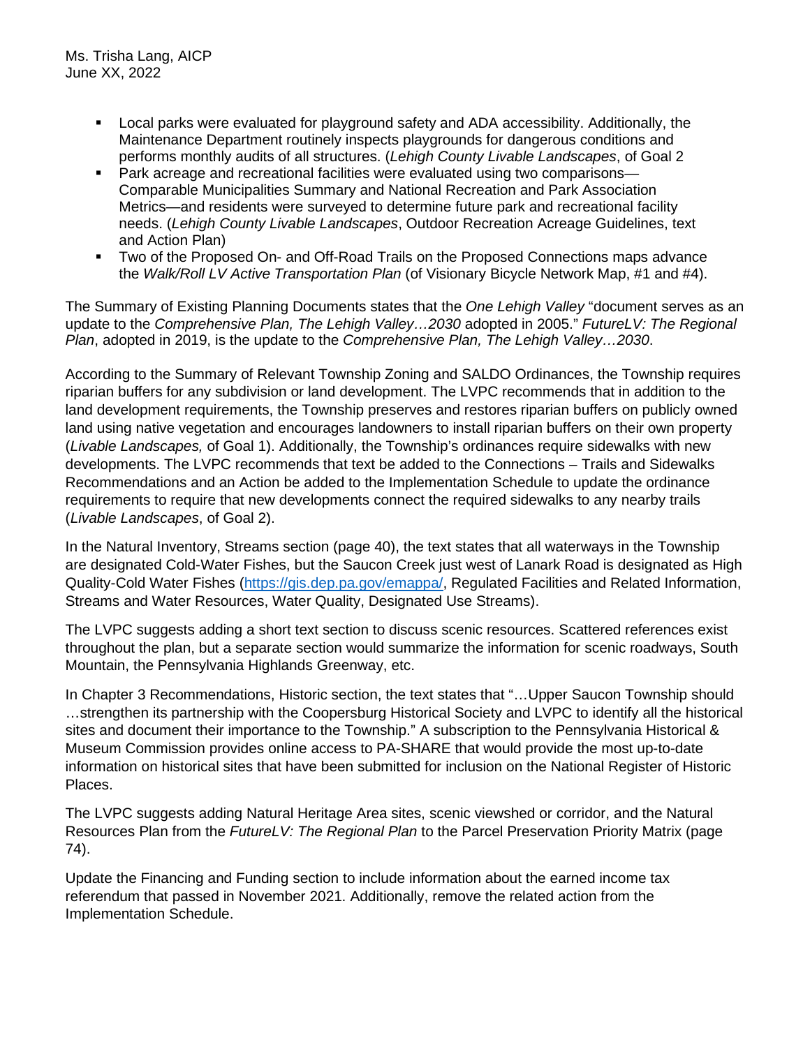- Local parks were evaluated for playground safety and ADA accessibility. Additionally, the Maintenance Department routinely inspects playgrounds for dangerous conditions and performs monthly audits of all structures. (*Lehigh County Livable Landscapes*, of Goal 2
- Park acreage and recreational facilities were evaluated using two comparisons—Comparable Municipalities Summary and National Recreation and Park Association Metrics—and residents were surveyed to determine future park and recreational facility needs. (*Lehigh County Livable Landscapes*, Outdoor Recreation Acreage Guidelines, text and Action Plan)
- Two of the Proposed On- and Off-Road Trails on the Proposed Connections maps advance the *Walk/Roll LV Active Transportation Plan* (of Visionary Bicycle Network Map, #1 and #4).

The Summary of Existing Planning Documents states that the *One Lehigh Valley* "document serves as an update to the *Comprehensive Plan, The Lehigh Valley…2030* adopted in 2005." *FutureLV: The Regional Plan*, adopted in 2019, is the update to the *Comprehensive Plan, The Lehigh Valley…2030*.

According to the Summary of Relevant Township Zoning and SALDO Ordinances, the Township requires riparian buffers for any subdivision or land development. The LVPC recommends that in addition to the land development requirements, the Township preserves and restores riparian buffers on publicly owned land using native vegetation and encourages landowners to install riparian buffers on their own property (*Livable Landscapes,* of Goal 1). Additionally, the Township's ordinances require sidewalks with new developments. The LVPC recommends that text be added to the Connections – Trails and Sidewalks Recommendations and an Action be added to the Implementation Schedule to update the ordinance requirements to require that new developments connect the required sidewalks to any nearby trails (*Livable Landscapes*, of Goal 2).

In the Natural Inventory, Streams section (page 40), the text states that all waterways in the Township are designated Cold-Water Fishes, but the Saucon Creek just west of Lanark Road is designated as High Quality-Cold Water Fishes (https://gis.dep.pa.gov/emappa/, Regulated Facilities and Related Information, Streams and Water Resources, Water Quality, Designated Use Streams).

The LVPC suggests adding a short text section to discuss scenic resources. Scattered references exist throughout the plan, but a separate section would summarize the information for scenic roadways, South Mountain, the Pennsylvania Highlands Greenway, etc.

In Chapter 3 Recommendations, Historic section, the text states that "…Upper Saucon Township should …strengthen its partnership with the Coopersburg Historical Society and LVPC to identify all the historical sites and document their importance to the Township." A subscription to the Pennsylvania Historical & Museum Commission provides online access to PA-SHARE that would provide the most up-to-date information on historical sites that have been submitted for inclusion on the National Register of Historic Places.

The LVPC suggests adding Natural Heritage Area sites, scenic viewshed or corridor, and the Natural Resources Plan from the *FutureLV: The Regional Plan* to the Parcel Preservation Priority Matrix (page 74).

Update the Financing and Funding section to include information about the earned income tax referendum that passed in November 2021. Additionally, remove the related action from the Implementation Schedule.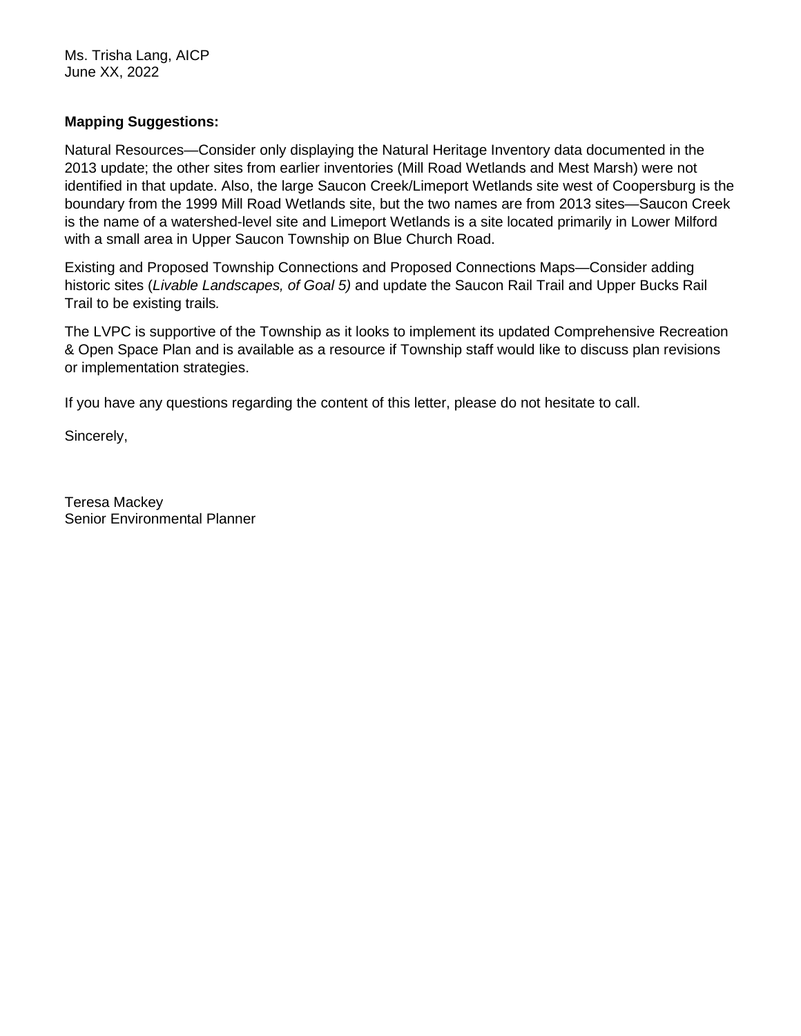Ms. Trisha Lang, AICP
June XX, 2022

**Mapping Suggestions:**

Natural Resources—Consider only displaying the Natural Heritage Inventory data documented in the 2013 update; the other sites from earlier inventories (Mill Road Wetlands and Mest Marsh) were not identified in that update. Also, the large Saucon Creek/Limeport Wetlands site west of Coopersburg is the boundary from the 1999 Mill Road Wetlands site, but the two names are from 2013 sites—Saucon Creek is the name of a watershed-level site and Limeport Wetlands is a site located primarily in Lower Milford with a small area in Upper Saucon Township on Blue Church Road.

Existing and Proposed Township Connections and Proposed Connections Maps—Consider adding historic sites (*Livable Landscapes, of Goal 5)* and update the Saucon Rail Trail and Upper Bucks Rail Trail to be existing trails.

The LVPC is supportive of the Township as it looks to implement its updated Comprehensive Recreation & Open Space Plan and is available as a resource if Township staff would like to discuss plan revisions or implementation strategies.

If you have any questions regarding the content of this letter, please do not hesitate to call.

Sincerely,

Teresa Mackey
Senior Environmental Planner